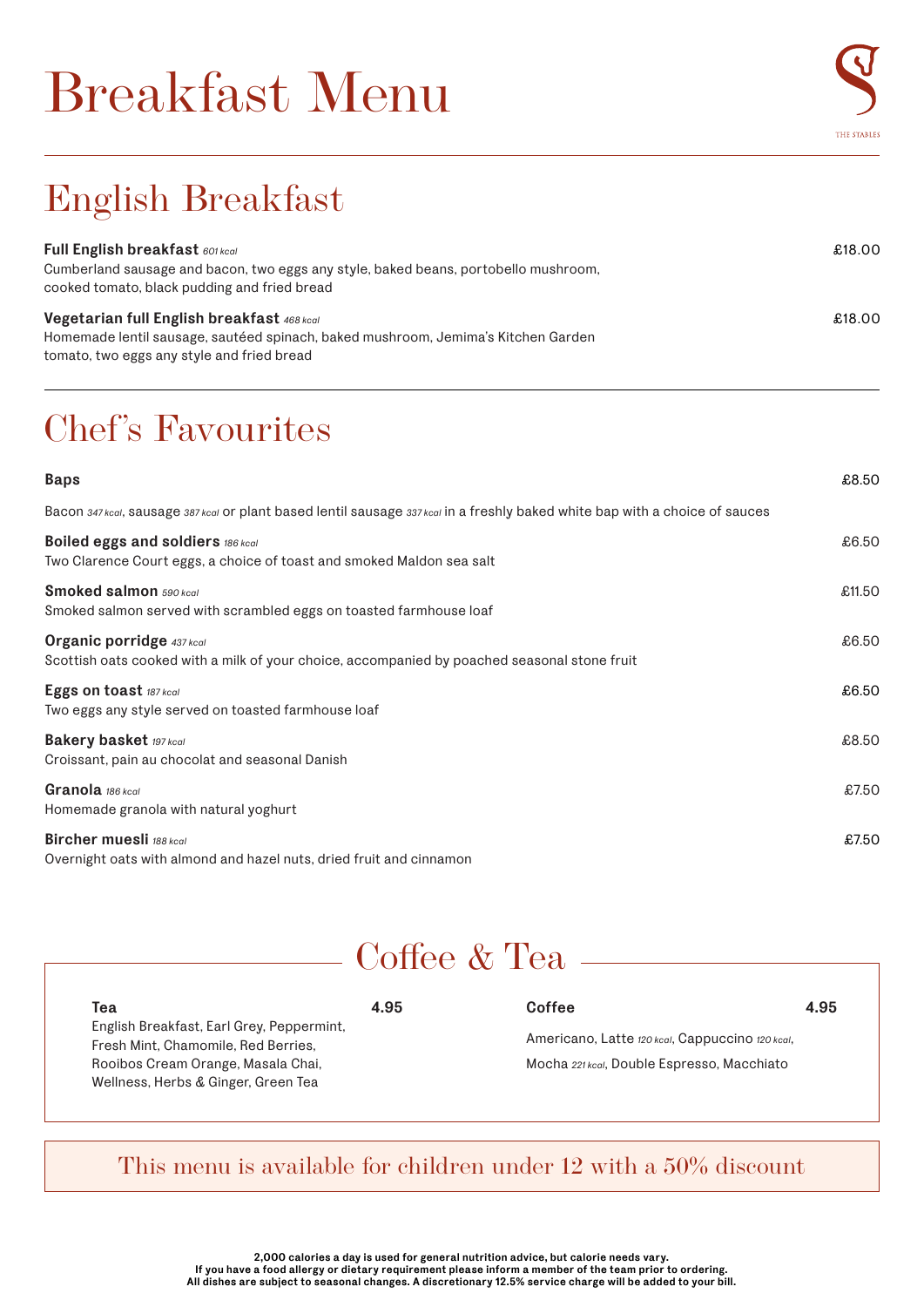# Breakfast Menu

THE STABLES

## English Breakfast

**Full English breakfast** *601 kcal* — £18.00
Cumberland sausage and bacon, two eggs any style, baked beans, portobello mushroom, cooked tomato, black pudding and fried bread

**Vegetarian full English breakfast** *468 kcal* — £18.00
Homemade lentil sausage, sautéed spinach, baked mushroom, Jemima's Kitchen Garden tomato, two eggs any style and fried bread

## Chef's Favourites

**Baps** — £8.50
Bacon *347 kcal*, sausage *387 kcal* or plant based lentil sausage *337 kcal* in a freshly baked white bap with a choice of sauces

**Boiled eggs and soldiers** *186 kcal* — £6.50
Two Clarence Court eggs, a choice of toast and smoked Maldon sea salt

**Smoked salmon** *590 kcal* — £11.50
Smoked salmon served with scrambled eggs on toasted farmhouse loaf

**Organic porridge** *437 kcal* — £6.50
Scottish oats cooked with a milk of your choice, accompanied by poached seasonal stone fruit

**Eggs on toast** *187 kcal* — £6.50
Two eggs any style served on toasted farmhouse loaf

**Bakery basket** *197 kcal* — £8.50
Croissant, pain au chocolat and seasonal Danish

**Granola** *186 kcal* — £7.50
Homemade granola with natural yoghurt

**Bircher muesli** *188 kcal* — £7.50
Overnight oats with almond and hazel nuts, dried fruit and cinnamon

## Coffee & Tea

**Tea** — 4.95
English Breakfast, Earl Grey, Peppermint, Fresh Mint, Chamomile, Red Berries, Rooibos Cream Orange, Masala Chai, Wellness, Herbs & Ginger, Green Tea

**Coffee** — 4.95
Americano, Latte *120 kcal*, Cappuccino *120 kcal*, Mocha *221 kcal*, Double Espresso, Macchiato

This menu is available for children under 12 with a 50% discount

**2,000 calories a day is used for general nutrition advice, but calorie needs vary.**
**If you have a food allergy or dietary requirement please inform a member of the team prior to ordering.**
**All dishes are subject to seasonal changes. A discretionary 12.5% service charge will be added to your bill.**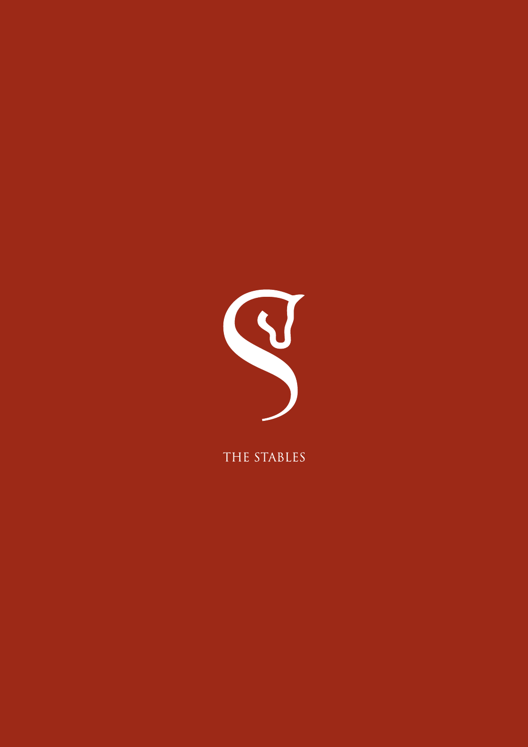THE STABLES